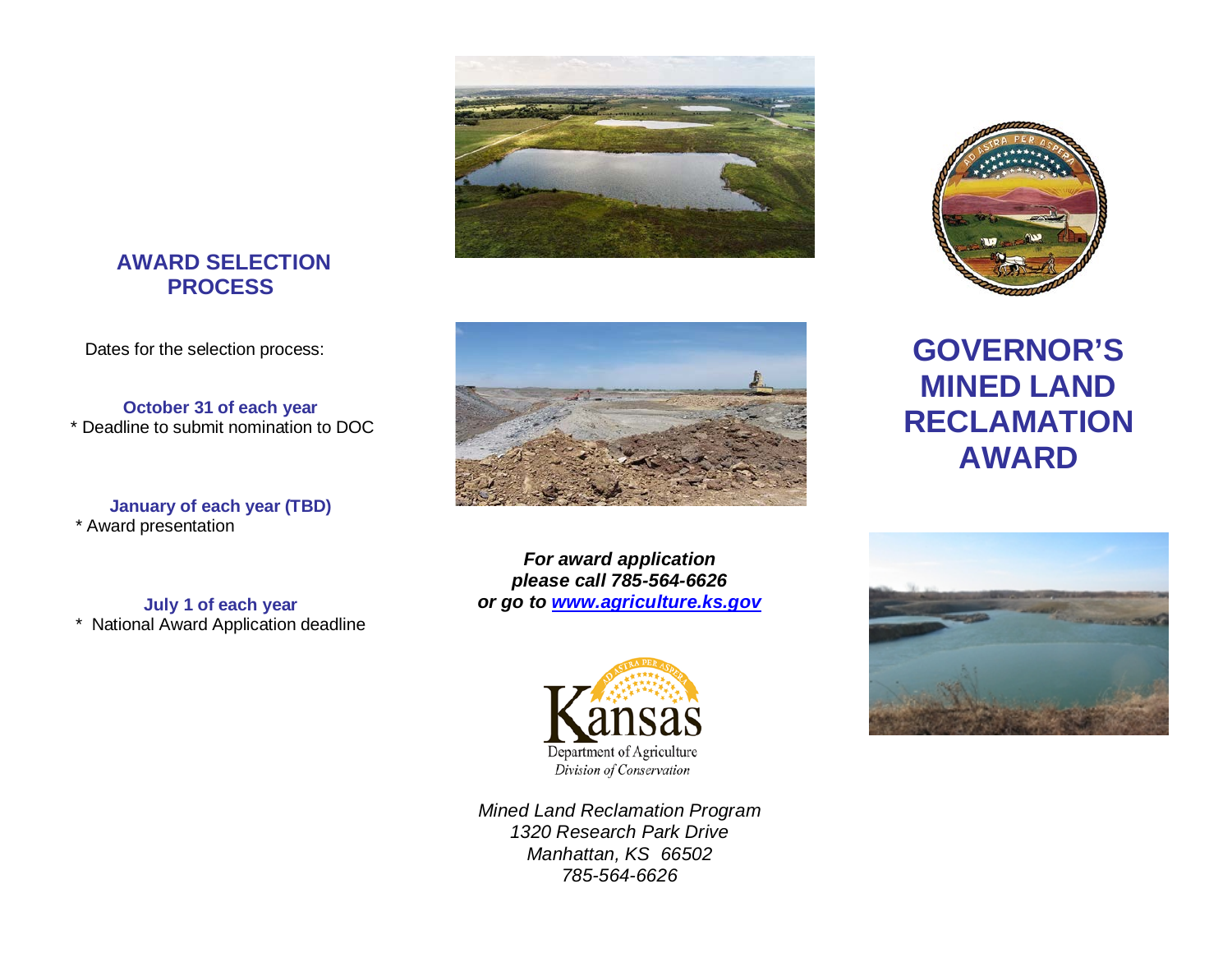## AWARD SELECTION PROCESS

Dates for the selection process:

**October 31 of each year**
* Deadline to submit nomination to DOC

**January of each year (TBD)**
* Award presentation

**July 1 of each year**
* National Award Application deadline

***For award application please call 785-564-6626 or go to [www.agriculture.ks.gov](http://www.agriculture.ks.gov)***

Kansas Department of Agriculture
*Division of Conservation*

*Mined Land Reclamation Program*
*1320 Research Park Drive*
*Manhattan, KS 66502*
*785-564-6626*

# GOVERNOR'S MINED LAND RECLAMATION AWARD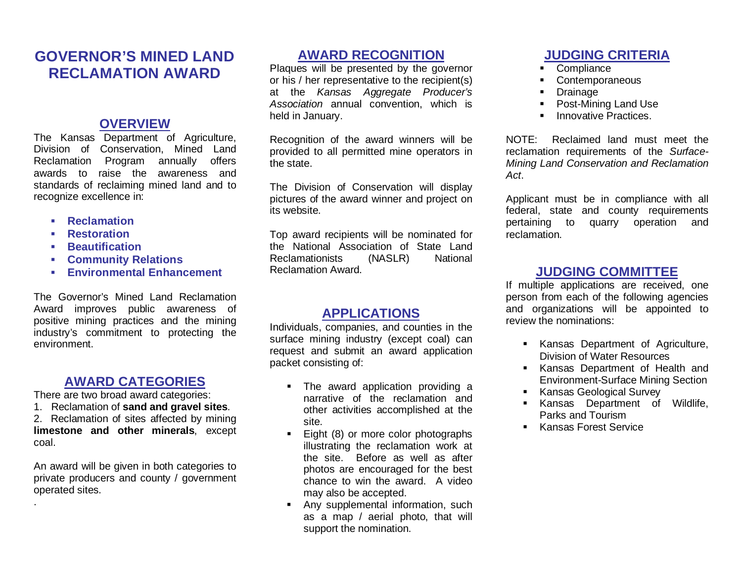# GOVERNOR'S MINED LAND RECLAMATION AWARD

## OVERVIEW

The Kansas Department of Agriculture, Division of Conservation, Mined Land Reclamation Program annually offers awards to raise the awareness and standards of reclaiming mined land and to recognize excellence in:

- **Reclamation**
- **Restoration**
- **Beautification**
- **Community Relations**
- **Environmental Enhancement**

The Governor's Mined Land Reclamation Award improves public awareness of positive mining practices and the mining industry's commitment to protecting the environment.

## AWARD CATEGORIES

There are two broad award categories:

1. Reclamation of **sand and gravel sites**.
2. Reclamation of sites affected by mining **limestone and other minerals**, except coal.

An award will be given in both categories to private producers and county / government operated sites.

## AWARD RECOGNITION

Plaques will be presented by the governor or his / her representative to the recipient(s) at the *Kansas Aggregate Producer's Association* annual convention, which is held in January.

Recognition of the award winners will be provided to all permitted mine operators in the state.

The Division of Conservation will display pictures of the award winner and project on its website.

Top award recipients will be nominated for the National Association of State Land Reclamationists (NASLR) National Reclamation Award.

## APPLICATIONS

Individuals, companies, and counties in the surface mining industry (except coal) can request and submit an award application packet consisting of:

- The award application providing a narrative of the reclamation and other activities accomplished at the site.
- Eight (8) or more color photographs illustrating the reclamation work at the site. Before as well as after photos are encouraged for the best chance to win the award. A video may also be accepted.
- Any supplemental information, such as a map / aerial photo, that will support the nomination.

## JUDGING CRITERIA

- Compliance
- Contemporaneous
- Drainage
- Post-Mining Land Use
- Innovative Practices.

NOTE: Reclaimed land must meet the reclamation requirements of the *Surface-Mining Land Conservation and Reclamation Act*.

Applicant must be in compliance with all federal, state and county requirements pertaining to quarry operation and reclamation.

## JUDGING COMMITTEE

If multiple applications are received, one person from each of the following agencies and organizations will be appointed to review the nominations:

- Kansas Department of Agriculture, Division of Water Resources
- Kansas Department of Health and Environment-Surface Mining Section
- Kansas Geological Survey
- Kansas Department of Wildlife, Parks and Tourism
- Kansas Forest Service